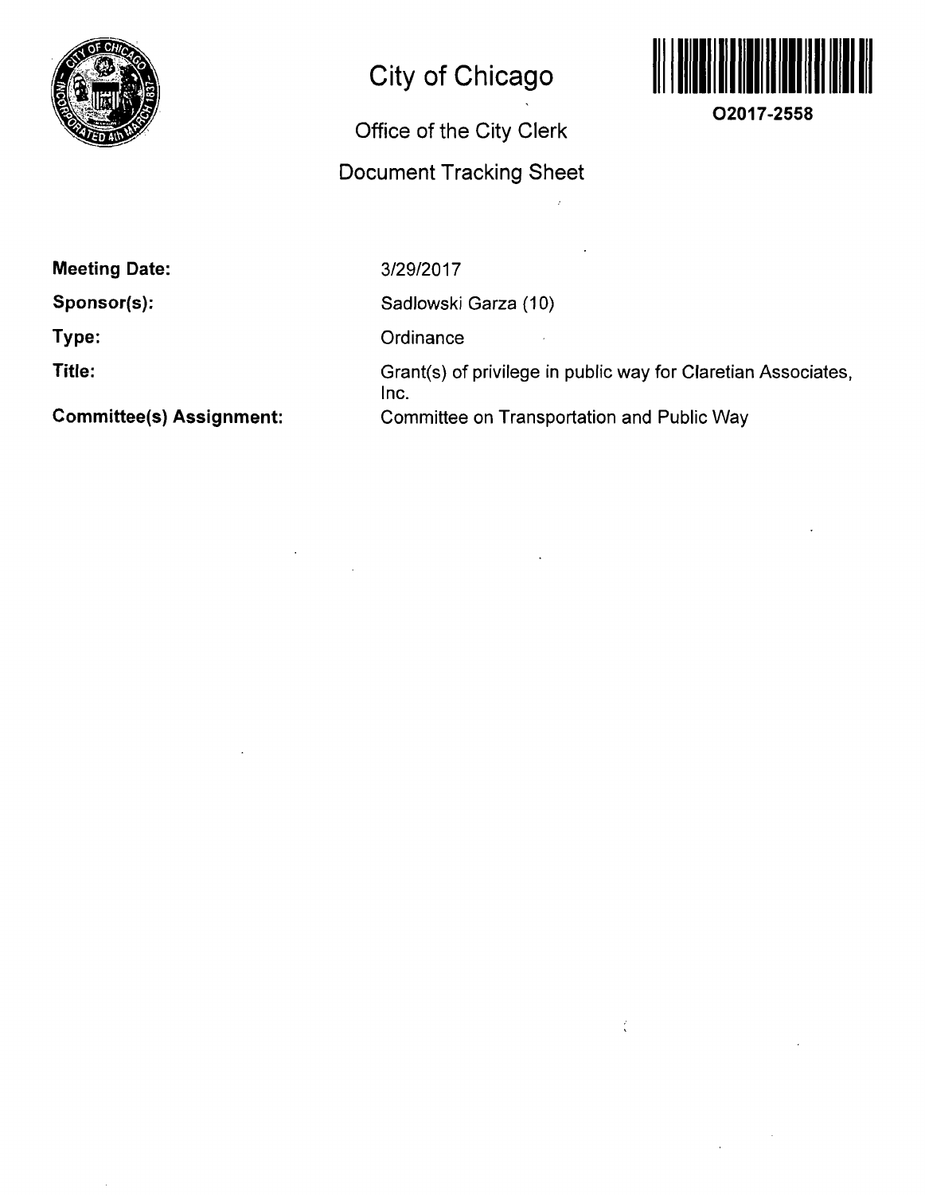# City of Chicago

## Office of the City Clerk

## Document Tracking Sheet

O2017-2558

**Meeting Date:** 3/29/2017

**Sponsor(s):** Sadlowski Garza (10)

**Type:** Ordinance

**Title:** Grant(s) of privilege in public way for Claretian Associates, Inc.

**Committee(s) Assignment:** Committee on Transportation and Public Way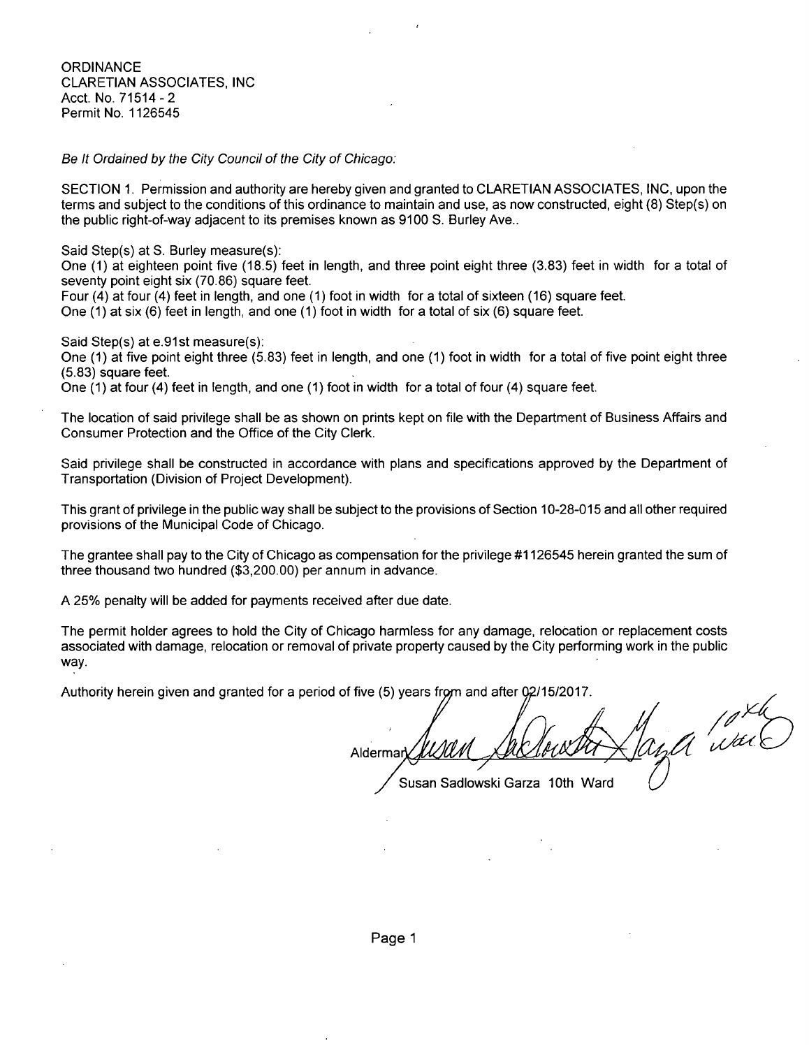ORDINANCE
CLARETIAN ASSOCIATES, INC
Acct. No. 71514 - 2
Permit No. 1126545

*Be It Ordained by the City Council of the City of Chicago:*

SECTION 1. Permission and authority are hereby given and granted to CLARETIAN ASSOCIATES, INC, upon the terms and subject to the conditions of this ordinance to maintain and use, as now constructed, eight (8) Step(s) on the public right-of-way adjacent to its premises known as 9100 S. Burley Ave..

Said Step(s) at S. Burley measure(s):
One (1) at eighteen point five (18.5) feet in length, and three point eight three (3.83) feet in width for a total of seventy point eight six (70.86) square feet.
Four (4) at four (4) feet in length, and one (1) foot in width for a total of sixteen (16) square feet.
One (1) at six (6) feet in length, and one (1) foot in width for a total of six (6) square feet.

Said Step(s) at e.91st measure(s):
One (1) at five point eight three (5.83) feet in length, and one (1) foot in width for a total of five point eight three (5.83) square feet.
One (1) at four (4) feet in length, and one (1) foot in width for a total of four (4) square feet.

The location of said privilege shall be as shown on prints kept on file with the Department of Business Affairs and Consumer Protection and the Office of the City Clerk.

Said privilege shall be constructed in accordance with plans and specifications approved by the Department of Transportation (Division of Project Development).

This grant of privilege in the public way shall be subject to the provisions of Section 10-28-015 and all other required provisions of the Municipal Code of Chicago.

The grantee shall pay to the City of Chicago as compensation for the privilege #1126545 herein granted the sum of three thousand two hundred ($3,200.00) per annum in advance.

A 25% penalty will be added for payments received after due date.

The permit holder agrees to hold the City of Chicago harmless for any damage, relocation or replacement costs associated with damage, relocation or removal of private property caused by the City performing work in the public way.

Authority herein given and granted for a period of five (5) years from and after 02/15/2017.

Alderman [signature] 10th Ward
Susan Sadlowski Garza 10th Ward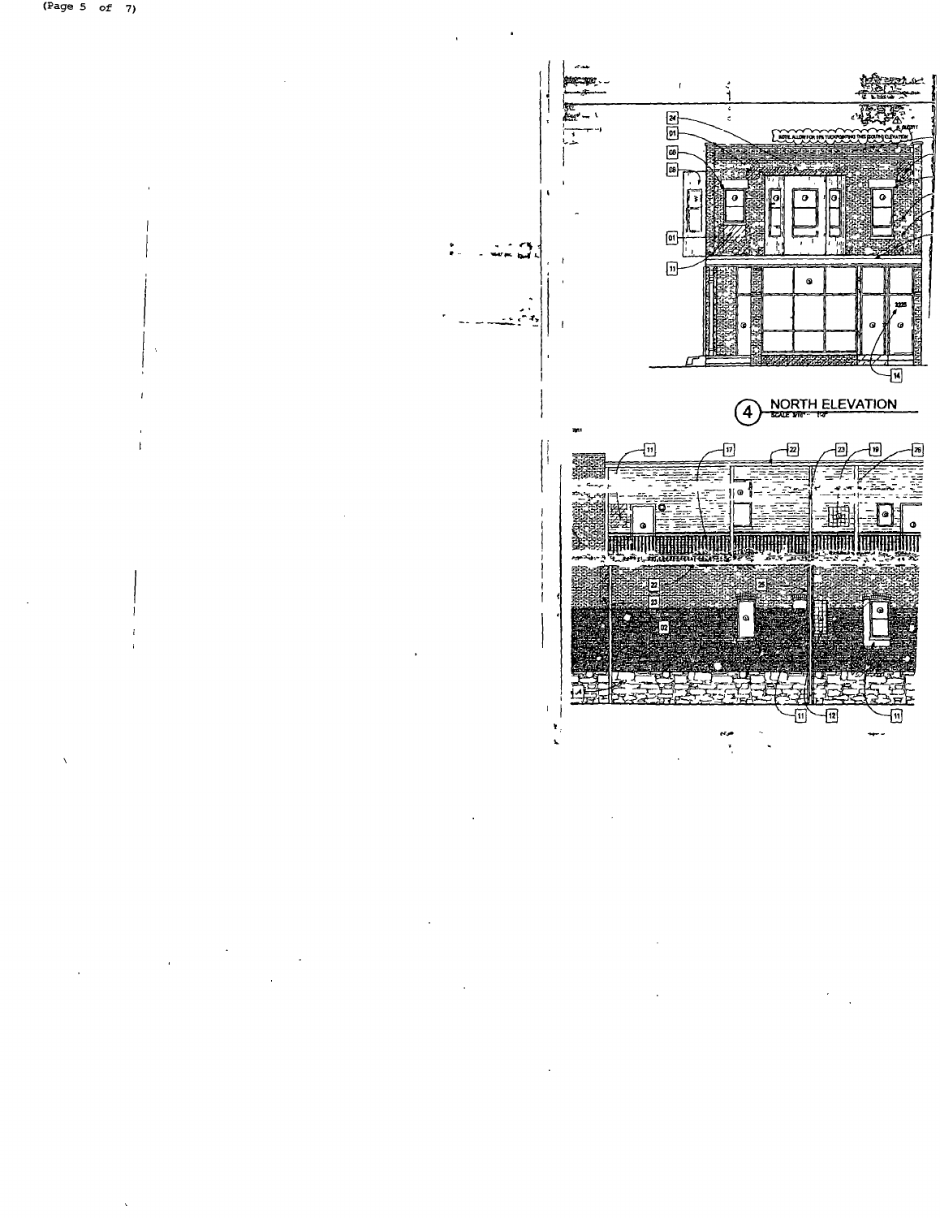4 NORTH ELEVATION

SCALE 3/16" = 1'-0"

NOTE: ALLOW FOR 10% TUCKPOINTING THIS (SOUTH) ELEVATION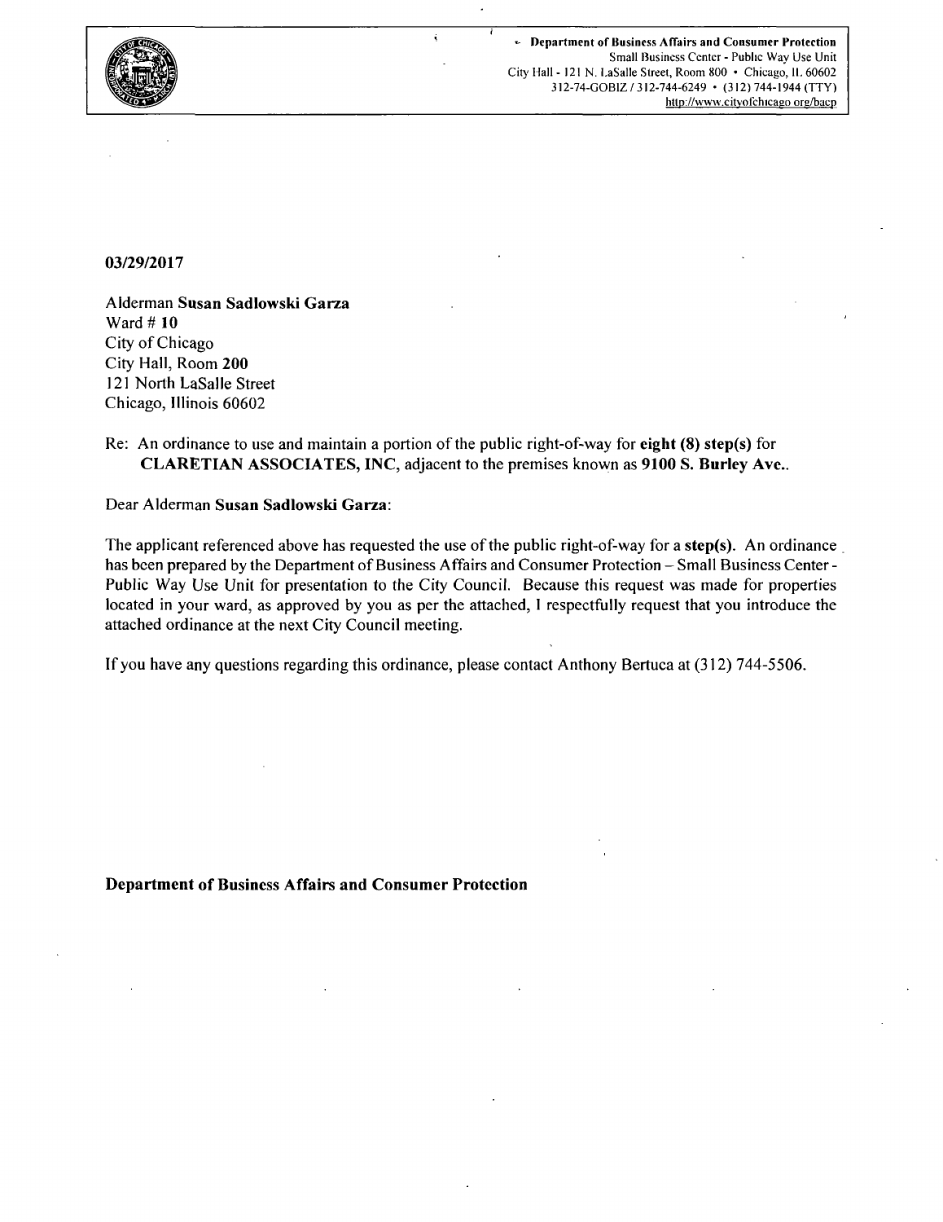**Department of Business Affairs and Consumer Protection**
Small Business Center - Public Way Use Unit
City Hall - 121 N. LaSalle Street, Room 800 • Chicago, IL 60602
312-74-GOBIZ / 312-744-6249 • (312) 744-1944 (TTY)
http://www.cityofchicago.org/bacp

**03/29/2017**

Alderman **Susan Sadlowski Garza**
Ward # **10**
City of Chicago
City Hall, Room **200**
121 North LaSalle Street
Chicago, Illinois 60602

Re: An ordinance to use and maintain a portion of the public right-of-way for **eight (8) step(s)** for **CLARETIAN ASSOCIATES, INC**, adjacent to the premises known as **9100 S. Burley Ave.**.

Dear Alderman **Susan Sadlowski Garza**:

The applicant referenced above has requested the use of the public right-of-way for a **step(s)**. An ordinance has been prepared by the Department of Business Affairs and Consumer Protection – Small Business Center - Public Way Use Unit for presentation to the City Council. Because this request was made for properties located in your ward, as approved by you as per the attached, I respectfully request that you introduce the attached ordinance at the next City Council meeting.

If you have any questions regarding this ordinance, please contact Anthony Bertuca at (312) 744-5506.

**Department of Business Affairs and Consumer Protection**